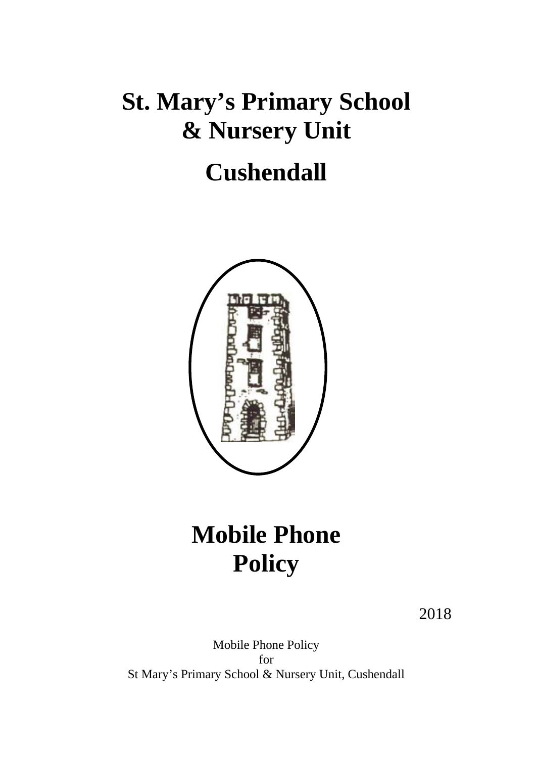# St. Mary's Primary School & Nursery Unit

# Cushendall

# Mobile Phone Policy

2018

Mobile Phone Policy
for
St Mary's Primary School & Nursery Unit, Cushendall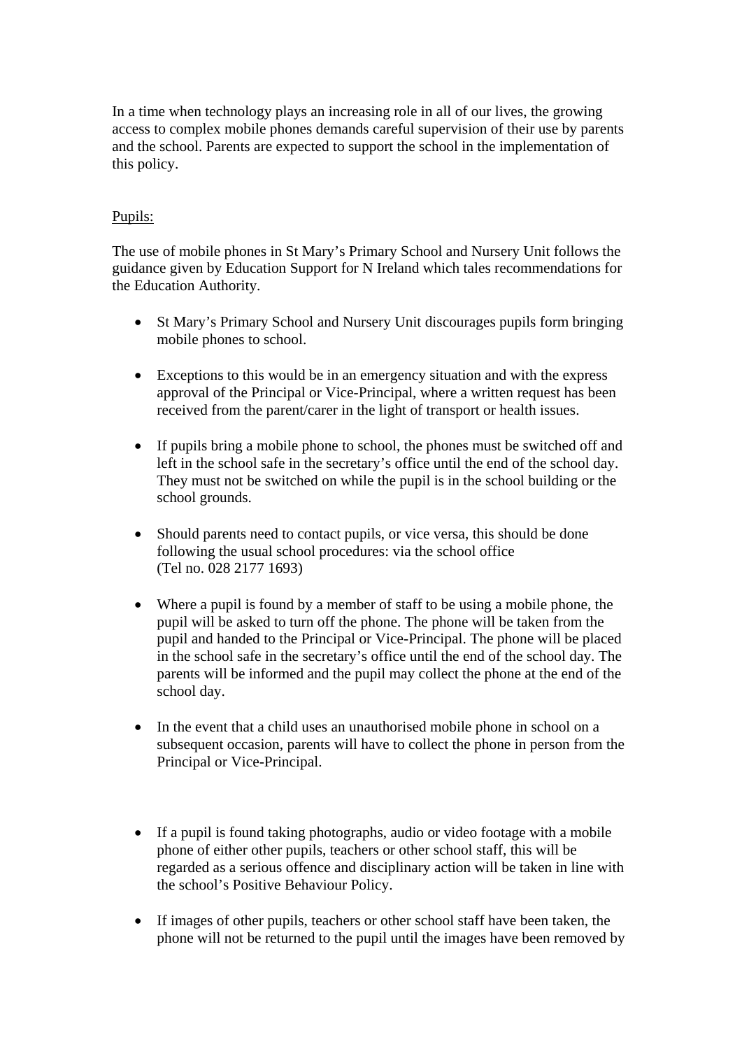In a time when technology plays an increasing role in all of our lives, the growing access to complex mobile phones demands careful supervision of their use by parents and the school. Parents are expected to support the school in the implementation of this policy.

Pupils:

The use of mobile phones in St Mary's Primary School and Nursery Unit follows the guidance given by Education Support for N Ireland which tales recommendations for the Education Authority.

- St Mary's Primary School and Nursery Unit discourages pupils form bringing mobile phones to school.

- Exceptions to this would be in an emergency situation and with the express approval of the Principal or Vice-Principal, where a written request has been received from the parent/carer in the light of transport or health issues.

- If pupils bring a mobile phone to school, the phones must be switched off and left in the school safe in the secretary's office until the end of the school day. They must not be switched on while the pupil is in the school building or the school grounds.

- Should parents need to contact pupils, or vice versa, this should be done following the usual school procedures: via the school office (Tel no. 028 2177 1693)

- Where a pupil is found by a member of staff to be using a mobile phone, the pupil will be asked to turn off the phone. The phone will be taken from the pupil and handed to the Principal or Vice-Principal. The phone will be placed in the school safe in the secretary's office until the end of the school day. The parents will be informed and the pupil may collect the phone at the end of the school day.

- In the event that a child uses an unauthorised mobile phone in school on a subsequent occasion, parents will have to collect the phone in person from the Principal or Vice-Principal.

- If a pupil is found taking photographs, audio or video footage with a mobile phone of either other pupils, teachers or other school staff, this will be regarded as a serious offence and disciplinary action will be taken in line with the school's Positive Behaviour Policy.

- If images of other pupils, teachers or other school staff have been taken, the phone will not be returned to the pupil until the images have been removed by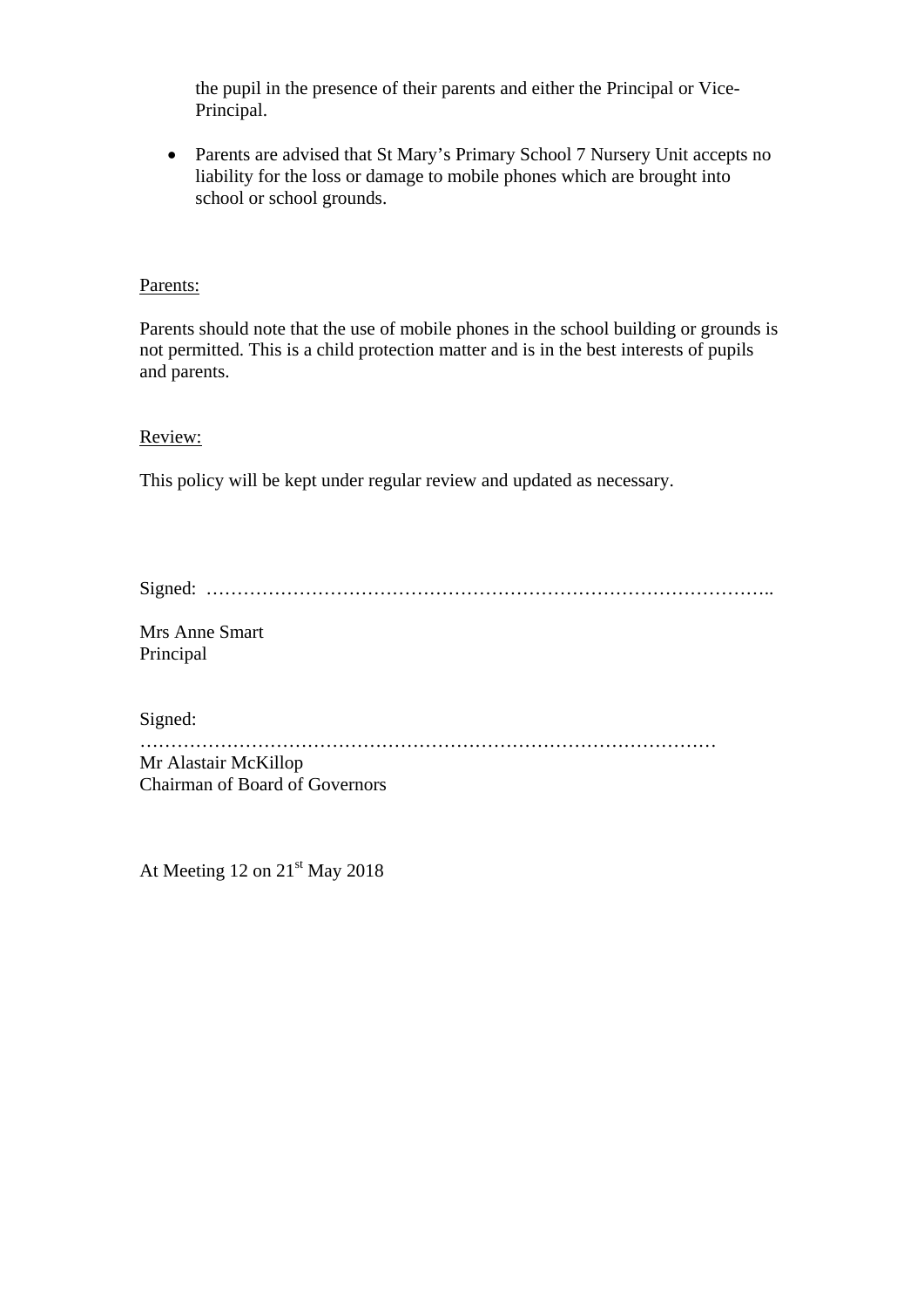the pupil in the presence of their parents and either the Principal or Vice-Principal.

- Parents are advised that St Mary's Primary School 7 Nursery Unit accepts no liability for the loss or damage to mobile phones which are brought into school or school grounds.

Parents:

Parents should note that the use of mobile phones in the school building or grounds is not permitted. This is a child protection matter and is in the best interests of pupils and parents.

Review:

This policy will be kept under regular review and updated as necessary.

Signed: ………………………………………………………………………………..

Mrs Anne Smart
Principal

Signed:
……………………………………………………………………………………
Mr Alastair McKillop
Chairman of Board of Governors

At Meeting 12 on 21st May 2018